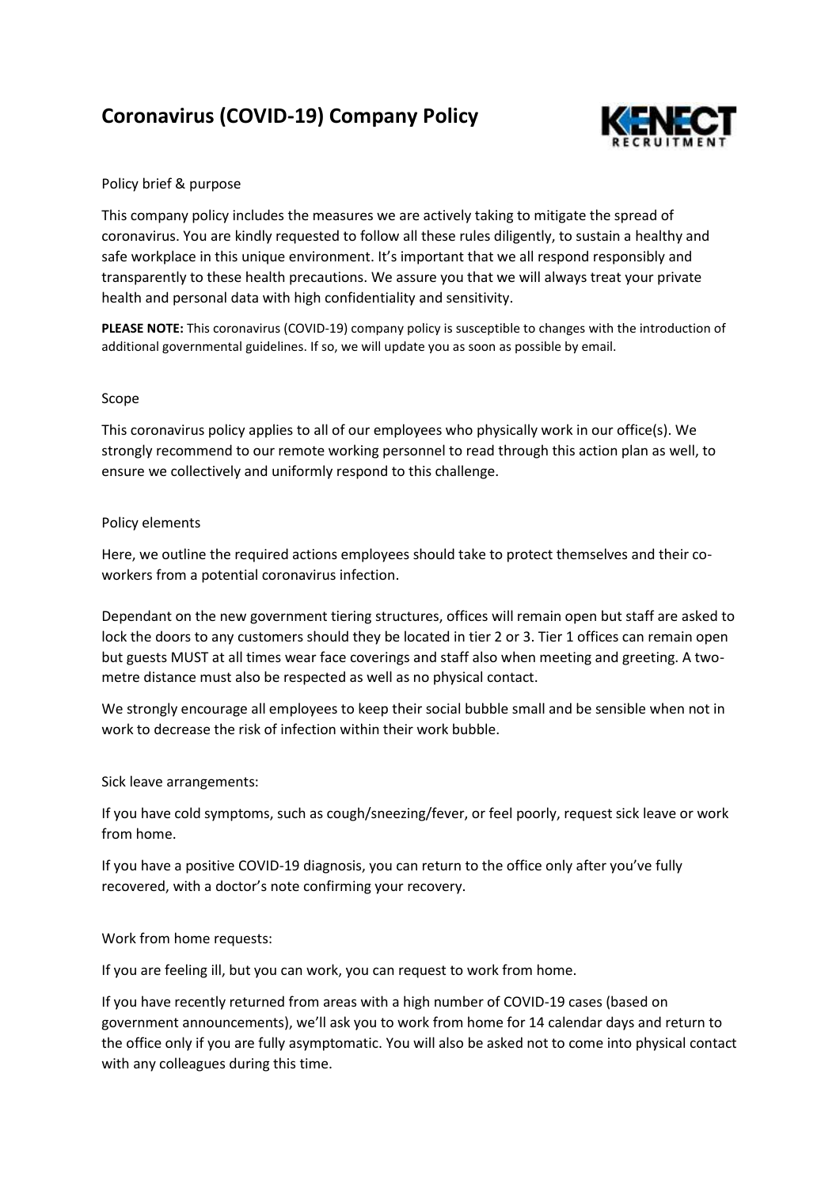# Coronavirus (COVID-19) Company Policy

Policy brief & purpose

This company policy includes the measures we are actively taking to mitigate the spread of coronavirus. You are kindly requested to follow all these rules diligently, to sustain a healthy and safe workplace in this unique environment. It's important that we all respond responsibly and transparently to these health precautions. We assure you that we will always treat your private health and personal data with high confidentiality and sensitivity.

**PLEASE NOTE:** This coronavirus (COVID-19) company policy is susceptible to changes with the introduction of additional governmental guidelines. If so, we will update you as soon as possible by email.

Scope

This coronavirus policy applies to all of our employees who physically work in our office(s). We strongly recommend to our remote working personnel to read through this action plan as well, to ensure we collectively and uniformly respond to this challenge.

Policy elements

Here, we outline the required actions employees should take to protect themselves and their co-workers from a potential coronavirus infection.

Dependant on the new government tiering structures, offices will remain open but staff are asked to lock the doors to any customers should they be located in tier 2 or 3. Tier 1 offices can remain open but guests MUST at all times wear face coverings and staff also when meeting and greeting. A two-metre distance must also be respected as well as no physical contact.

We strongly encourage all employees to keep their social bubble small and be sensible when not in work to decrease the risk of infection within their work bubble.

Sick leave arrangements:

If you have cold symptoms, such as cough/sneezing/fever, or feel poorly, request sick leave or work from home.

If you have a positive COVID-19 diagnosis, you can return to the office only after you've fully recovered, with a doctor's note confirming your recovery.

Work from home requests:

If you are feeling ill, but you can work, you can request to work from home.

If you have recently returned from areas with a high number of COVID-19 cases (based on government announcements), we'll ask you to work from home for 14 calendar days and return to the office only if you are fully asymptomatic. You will also be asked not to come into physical contact with any colleagues during this time.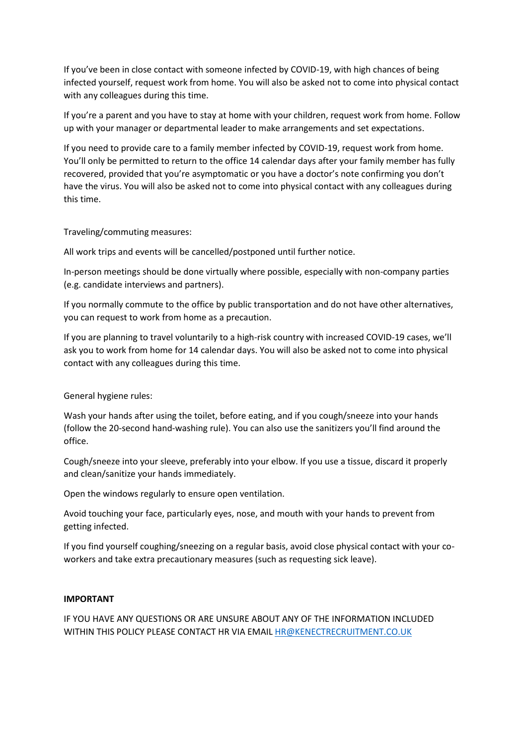If you've been in close contact with someone infected by COVID-19, with high chances of being infected yourself, request work from home. You will also be asked not to come into physical contact with any colleagues during this time.

If you're a parent and you have to stay at home with your children, request work from home. Follow up with your manager or departmental leader to make arrangements and set expectations.

If you need to provide care to a family member infected by COVID-19, request work from home. You'll only be permitted to return to the office 14 calendar days after your family member has fully recovered, provided that you're asymptomatic or you have a doctor's note confirming you don't have the virus. You will also be asked not to come into physical contact with any colleagues during this time.

Traveling/commuting measures:

All work trips and events will be cancelled/postponed until further notice.

In-person meetings should be done virtually where possible, especially with non-company parties (e.g. candidate interviews and partners).

If you normally commute to the office by public transportation and do not have other alternatives, you can request to work from home as a precaution.

If you are planning to travel voluntarily to a high-risk country with increased COVID-19 cases, we'll ask you to work from home for 14 calendar days. You will also be asked not to come into physical contact with any colleagues during this time.

General hygiene rules:

Wash your hands after using the toilet, before eating, and if you cough/sneeze into your hands (follow the 20-second hand-washing rule). You can also use the sanitizers you'll find around the office.

Cough/sneeze into your sleeve, preferably into your elbow. If you use a tissue, discard it properly and clean/sanitize your hands immediately.

Open the windows regularly to ensure open ventilation.

Avoid touching your face, particularly eyes, nose, and mouth with your hands to prevent from getting infected.

If you find yourself coughing/sneezing on a regular basis, avoid close physical contact with your co-workers and take extra precautionary measures (such as requesting sick leave).

**IMPORTANT**

IF YOU HAVE ANY QUESTIONS OR ARE UNSURE ABOUT ANY OF THE INFORMATION INCLUDED WITHIN THIS POLICY PLEASE CONTACT HR VIA EMAIL [HR@KENECTRECRUITMENT.CO.UK](mailto:HR@KENECTRECRUITMENT.CO.UK)